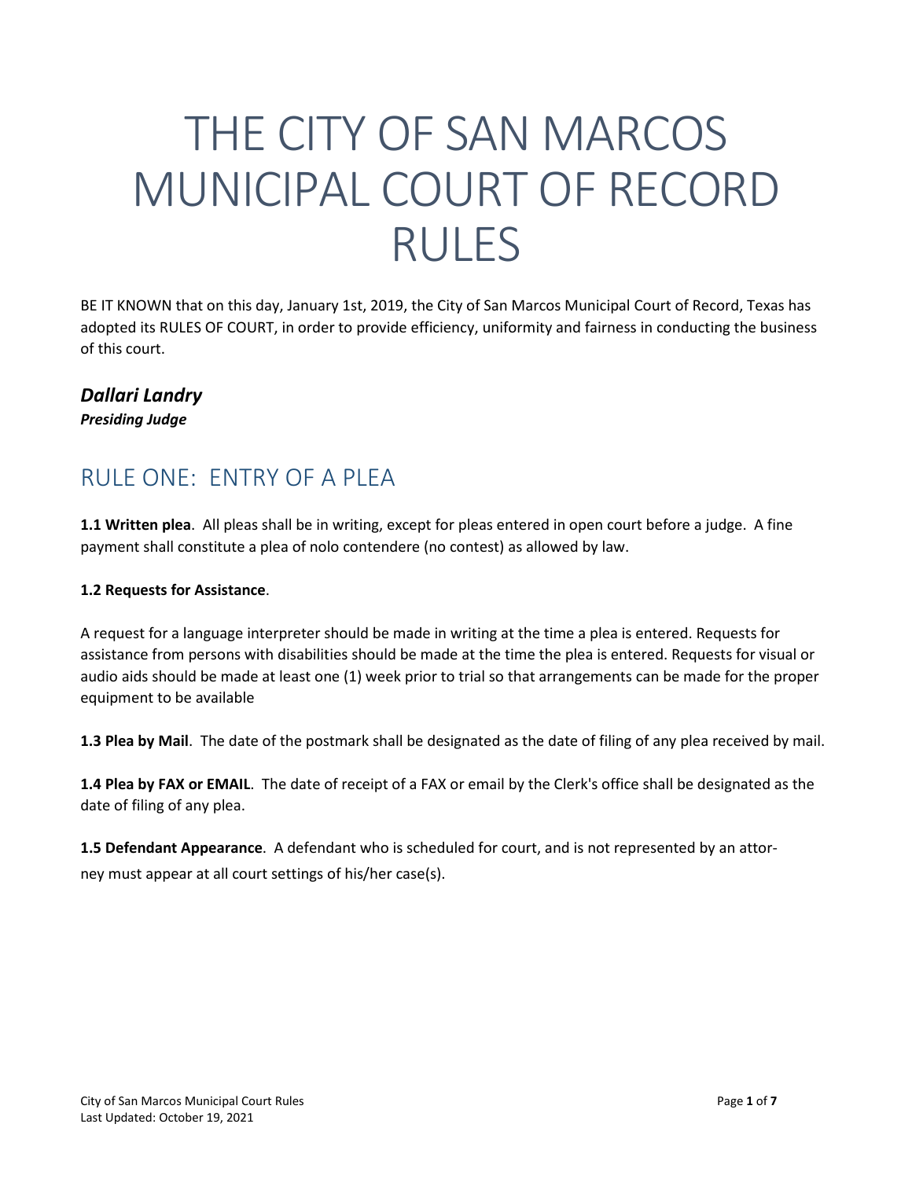# THE CITY OF SAN MARCOS MUNICIPAL COURT OF RECORD RULES

BE IT KNOWN that on this day, January 1st, 2019, the City of San Marcos Municipal Court of Record, Texas has adopted its RULES OF COURT, in order to provide efficiency, uniformity and fairness in conducting the business of this court.

***Dallari Landry***
***Presiding Judge***

## RULE ONE: ENTRY OF A PLEA

**1.1 Written plea**. All pleas shall be in writing, except for pleas entered in open court before a judge. A fine payment shall constitute a plea of nolo contendere (no contest) as allowed by law.

**1.2 Requests for Assistance**.

A request for a language interpreter should be made in writing at the time a plea is entered. Requests for assistance from persons with disabilities should be made at the time the plea is entered. Requests for visual or audio aids should be made at least one (1) week prior to trial so that arrangements can be made for the proper equipment to be available

**1.3 Plea by Mail**. The date of the postmark shall be designated as the date of filing of any plea received by mail.

**1.4 Plea by FAX or EMAIL**. The date of receipt of a FAX or email by the Clerk's office shall be designated as the date of filing of any plea.

**1.5 Defendant Appearance**. A defendant who is scheduled for court, and is not represented by an attorney must appear at all court settings of his/her case(s).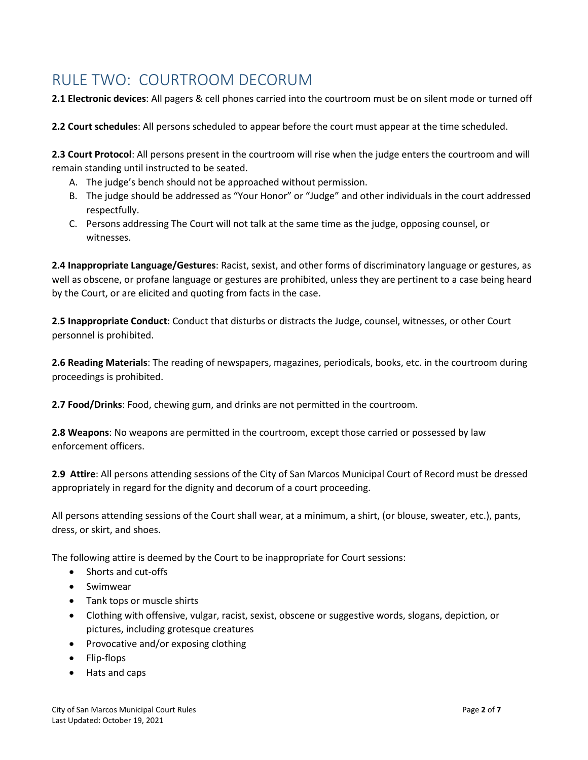# RULE TWO: COURTROOM DECORUM

**2.1 Electronic devices**: All pagers & cell phones carried into the courtroom must be on silent mode or turned off

**2.2 Court schedules**: All persons scheduled to appear before the court must appear at the time scheduled.

**2.3 Court Protocol**: All persons present in the courtroom will rise when the judge enters the courtroom and will remain standing until instructed to be seated.

A. The judge's bench should not be approached without permission.
B. The judge should be addressed as "Your Honor" or "Judge" and other individuals in the court addressed respectfully.
C. Persons addressing The Court will not talk at the same time as the judge, opposing counsel, or witnesses.

**2.4 Inappropriate Language/Gestures**: Racist, sexist, and other forms of discriminatory language or gestures, as well as obscene, or profane language or gestures are prohibited, unless they are pertinent to a case being heard by the Court, or are elicited and quoting from facts in the case.

**2.5 Inappropriate Conduct**: Conduct that disturbs or distracts the Judge, counsel, witnesses, or other Court personnel is prohibited.

**2.6 Reading Materials**: The reading of newspapers, magazines, periodicals, books, etc. in the courtroom during proceedings is prohibited.

**2.7 Food/Drinks**: Food, chewing gum, and drinks are not permitted in the courtroom.

**2.8 Weapons**: No weapons are permitted in the courtroom, except those carried or possessed by law enforcement officers.

**2.9 Attire**: All persons attending sessions of the City of San Marcos Municipal Court of Record must be dressed appropriately in regard for the dignity and decorum of a court proceeding.

All persons attending sessions of the Court shall wear, at a minimum, a shirt, (or blouse, sweater, etc.), pants, dress, or skirt, and shoes.

The following attire is deemed by the Court to be inappropriate for Court sessions:

- Shorts and cut-offs
- Swimwear
- Tank tops or muscle shirts
- Clothing with offensive, vulgar, racist, sexist, obscene or suggestive words, slogans, depiction, or pictures, including grotesque creatures
- Provocative and/or exposing clothing
- Flip-flops
- Hats and caps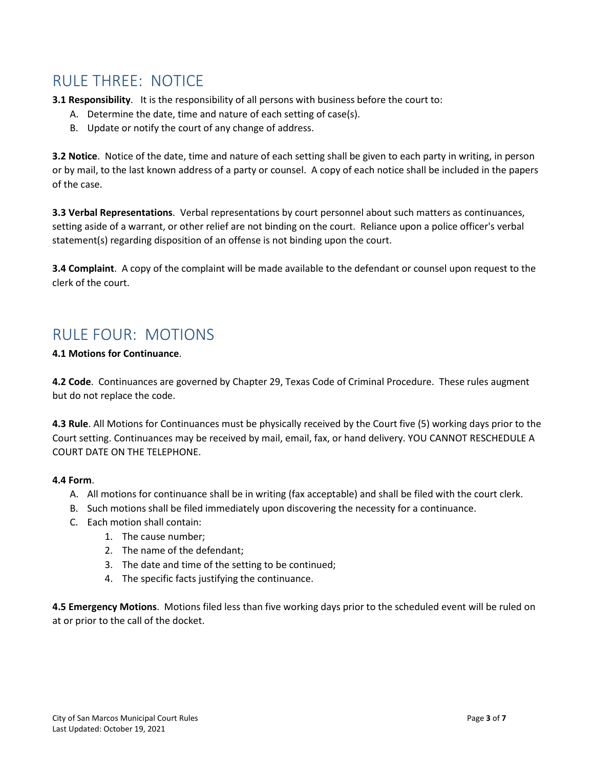# RULE THREE: NOTICE

**3.1 Responsibility**. It is the responsibility of all persons with business before the court to:

A. Determine the date, time and nature of each setting of case(s).
B. Update or notify the court of any change of address.

**3.2 Notice**. Notice of the date, time and nature of each setting shall be given to each party in writing, in person or by mail, to the last known address of a party or counsel. A copy of each notice shall be included in the papers of the case.

**3.3 Verbal Representations**. Verbal representations by court personnel about such matters as continuances, setting aside of a warrant, or other relief are not binding on the court. Reliance upon a police officer's verbal statement(s) regarding disposition of an offense is not binding upon the court.

**3.4 Complaint**. A copy of the complaint will be made available to the defendant or counsel upon request to the clerk of the court.

# RULE FOUR: MOTIONS

**4.1 Motions for Continuance**.

**4.2 Code**. Continuances are governed by Chapter 29, Texas Code of Criminal Procedure. These rules augment but do not replace the code.

**4.3 Rule**. All Motions for Continuances must be physically received by the Court five (5) working days prior to the Court setting. Continuances may be received by mail, email, fax, or hand delivery. YOU CANNOT RESCHEDULE A COURT DATE ON THE TELEPHONE.

**4.4 Form**.

A. All motions for continuance shall be in writing (fax acceptable) and shall be filed with the court clerk.
B. Such motions shall be filed immediately upon discovering the necessity for a continuance.
C. Each motion shall contain:
   1. The cause number;
   2. The name of the defendant;
   3. The date and time of the setting to be continued;
   4. The specific facts justifying the continuance.

**4.5 Emergency Motions**. Motions filed less than five working days prior to the scheduled event will be ruled on at or prior to the call of the docket.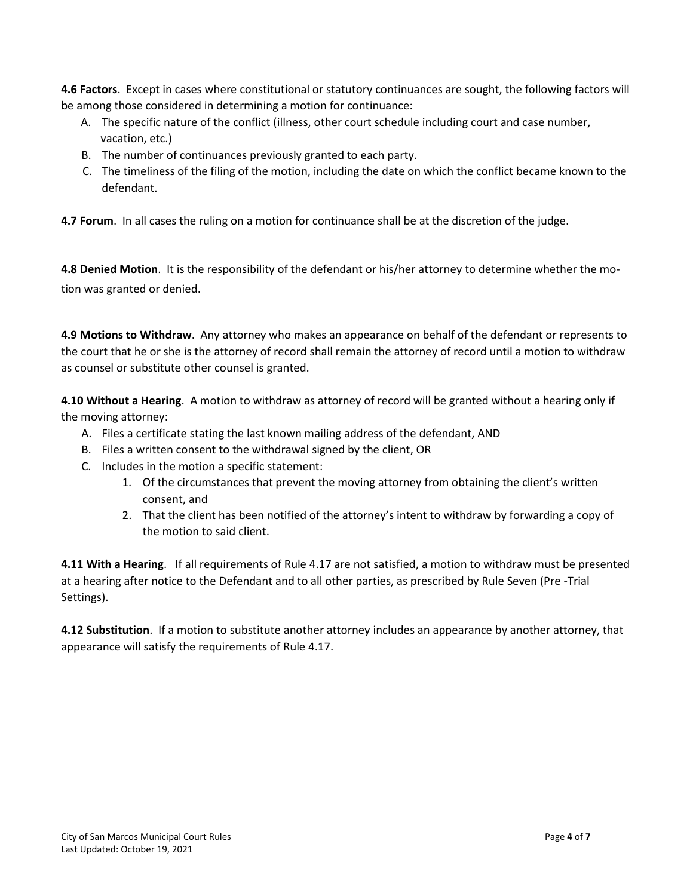**4.6 Factors**. Except in cases where constitutional or statutory continuances are sought, the following factors will be among those considered in determining a motion for continuance:

A. The specific nature of the conflict (illness, other court schedule including court and case number, vacation, etc.)
B. The number of continuances previously granted to each party.
C. The timeliness of the filing of the motion, including the date on which the conflict became known to the defendant.

**4.7 Forum**. In all cases the ruling on a motion for continuance shall be at the discretion of the judge.

**4.8 Denied Motion**. It is the responsibility of the defendant or his/her attorney to determine whether the motion was granted or denied.

**4.9 Motions to Withdraw**. Any attorney who makes an appearance on behalf of the defendant or represents to the court that he or she is the attorney of record shall remain the attorney of record until a motion to withdraw as counsel or substitute other counsel is granted.

**4.10 Without a Hearing**. A motion to withdraw as attorney of record will be granted without a hearing only if the moving attorney:

A. Files a certificate stating the last known mailing address of the defendant, AND
B. Files a written consent to the withdrawal signed by the client, OR
C. Includes in the motion a specific statement:
   1. Of the circumstances that prevent the moving attorney from obtaining the client's written consent, and
   2. That the client has been notified of the attorney's intent to withdraw by forwarding a copy of the motion to said client.

**4.11 With a Hearing**. If all requirements of Rule 4.17 are not satisfied, a motion to withdraw must be presented at a hearing after notice to the Defendant and to all other parties, as prescribed by Rule Seven (Pre -Trial Settings).

**4.12 Substitution**. If a motion to substitute another attorney includes an appearance by another attorney, that appearance will satisfy the requirements of Rule 4.17.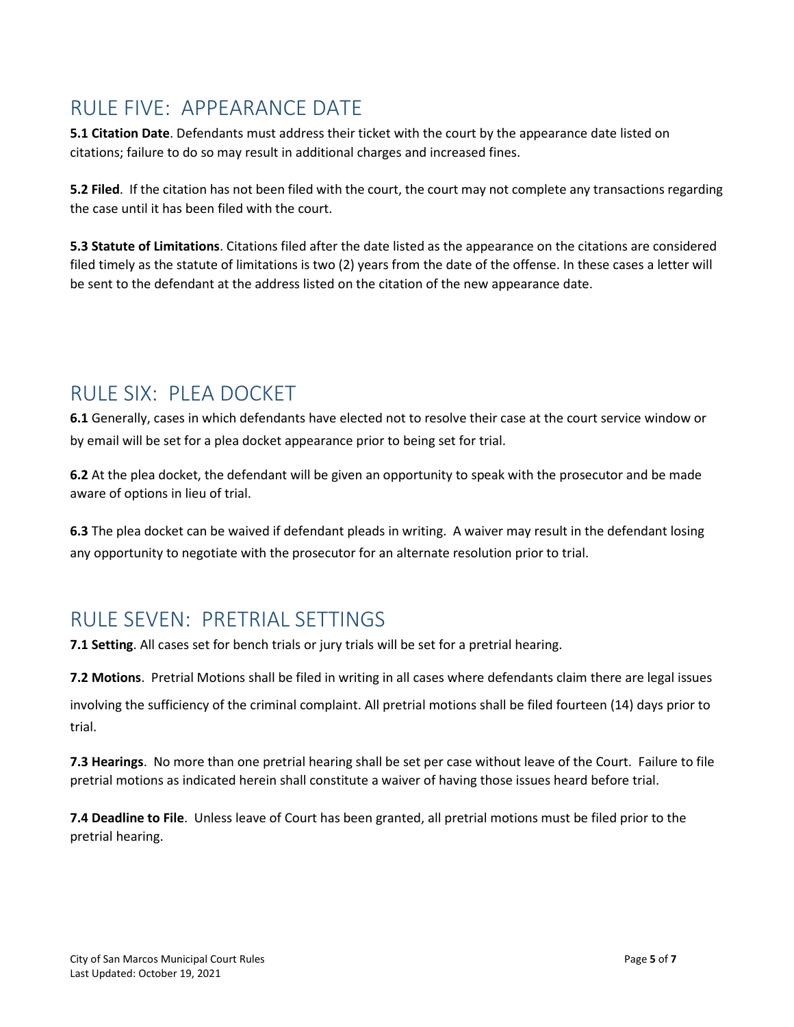## RULE FIVE: APPEARANCE DATE

**5.1 Citation Date**. Defendants must address their ticket with the court by the appearance date listed on citations; failure to do so may result in additional charges and increased fines.

**5.2 Filed**. If the citation has not been filed with the court, the court may not complete any transactions regarding the case until it has been filed with the court.

**5.3 Statute of Limitations**. Citations filed after the date listed as the appearance on the citations are considered filed timely as the statute of limitations is two (2) years from the date of the offense. In these cases a letter will be sent to the defendant at the address listed on the citation of the new appearance date.

## RULE SIX: PLEA DOCKET

**6.1** Generally, cases in which defendants have elected not to resolve their case at the court service window or by email will be set for a plea docket appearance prior to being set for trial.

**6.2** At the plea docket, the defendant will be given an opportunity to speak with the prosecutor and be made aware of options in lieu of trial.

**6.3** The plea docket can be waived if defendant pleads in writing. A waiver may result in the defendant losing any opportunity to negotiate with the prosecutor for an alternate resolution prior to trial.

## RULE SEVEN: PRETRIAL SETTINGS

**7.1 Setting**. All cases set for bench trials or jury trials will be set for a pretrial hearing.

**7.2 Motions**. Pretrial Motions shall be filed in writing in all cases where defendants claim there are legal issues involving the sufficiency of the criminal complaint. All pretrial motions shall be filed fourteen (14) days prior to trial.

**7.3 Hearings**. No more than one pretrial hearing shall be set per case without leave of the Court. Failure to file pretrial motions as indicated herein shall constitute a waiver of having those issues heard before trial.

**7.4 Deadline to File**. Unless leave of Court has been granted, all pretrial motions must be filed prior to the pretrial hearing.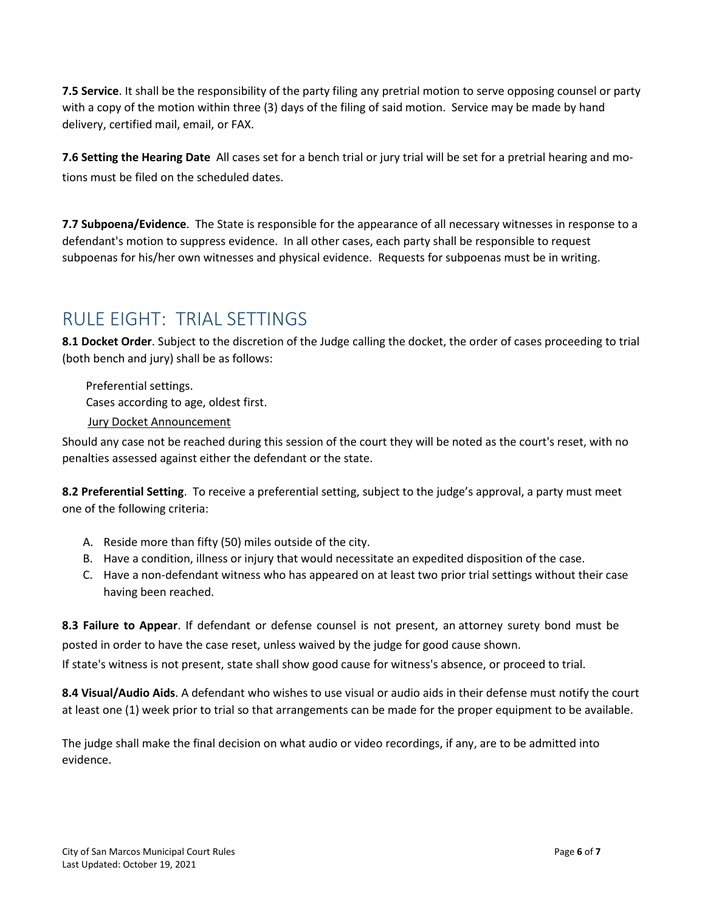**7.5 Service**. It shall be the responsibility of the party filing any pretrial motion to serve opposing counsel or party with a copy of the motion within three (3) days of the filing of said motion. Service may be made by hand delivery, certified mail, email, or FAX.

**7.6 Setting the Hearing Date** All cases set for a bench trial or jury trial will be set for a pretrial hearing and motions must be filed on the scheduled dates.

**7.7 Subpoena/Evidence**. The State is responsible for the appearance of all necessary witnesses in response to a defendant's motion to suppress evidence. In all other cases, each party shall be responsible to request subpoenas for his/her own witnesses and physical evidence. Requests for subpoenas must be in writing.

## RULE EIGHT: TRIAL SETTINGS

**8.1 Docket Order**. Subject to the discretion of the Judge calling the docket, the order of cases proceeding to trial (both bench and jury) shall be as follows:

Preferential settings.
Cases according to age, oldest first.
<u>Jury Docket Announcement</u>

Should any case not be reached during this session of the court they will be noted as the court's reset, with no penalties assessed against either the defendant or the state.

**8.2 Preferential Setting**. To receive a preferential setting, subject to the judge's approval, a party must meet one of the following criteria:

A. Reside more than fifty (50) miles outside of the city.
B. Have a condition, illness or injury that would necessitate an expedited disposition of the case.
C. Have a non-defendant witness who has appeared on at least two prior trial settings without their case having been reached.

**8.3 Failure to Appear**. If defendant or defense counsel is not present, an attorney surety bond must be posted in order to have the case reset, unless waived by the judge for good cause shown.
If state's witness is not present, state shall show good cause for witness's absence, or proceed to trial.

**8.4 Visual/Audio Aids**. A defendant who wishes to use visual or audio aids in their defense must notify the court at least one (1) week prior to trial so that arrangements can be made for the proper equipment to be available.

The judge shall make the final decision on what audio or video recordings, if any, are to be admitted into evidence.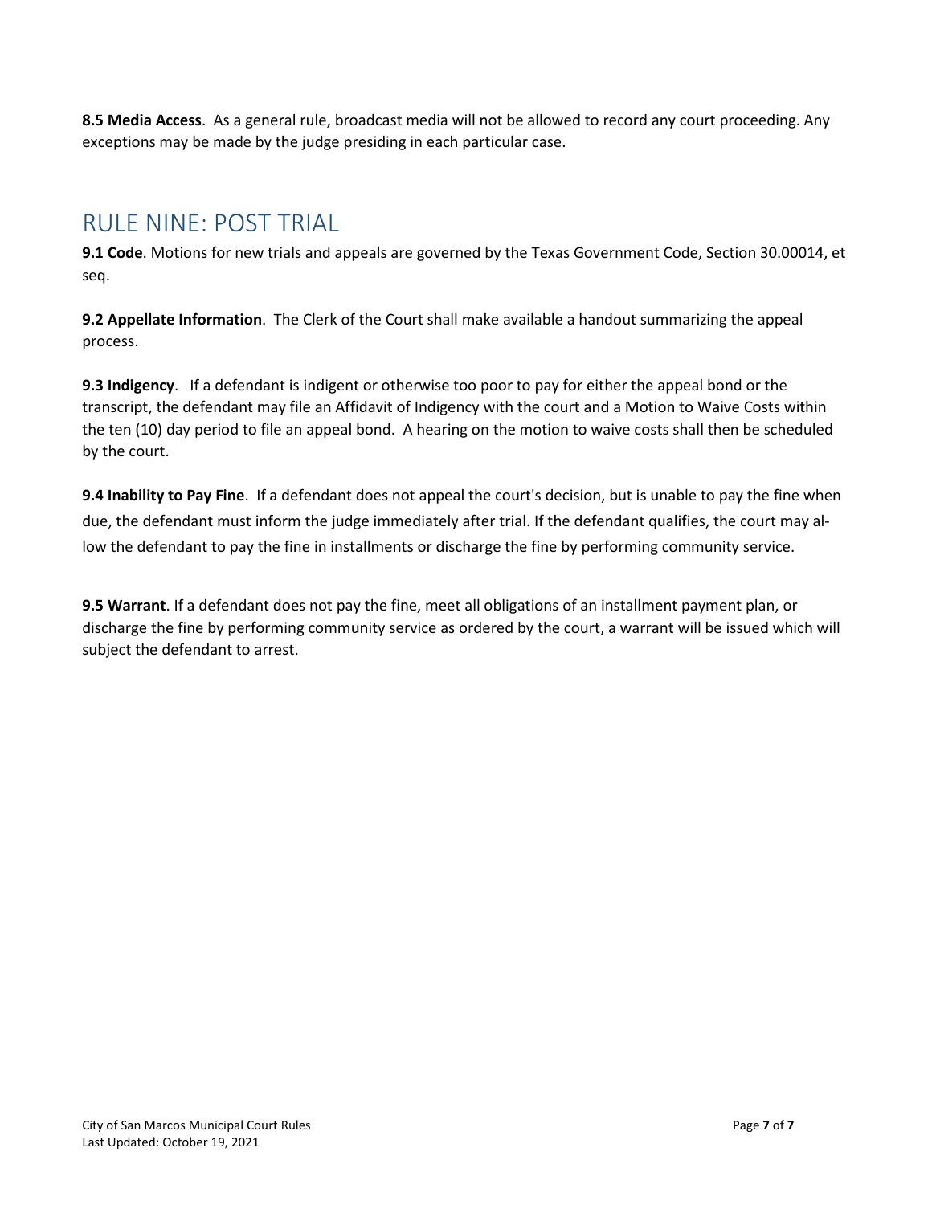**8.5 Media Access**. As a general rule, broadcast media will not be allowed to record any court proceeding. Any exceptions may be made by the judge presiding in each particular case.

## RULE NINE: POST TRIAL

**9.1 Code**. Motions for new trials and appeals are governed by the Texas Government Code, Section 30.00014, et seq.

**9.2 Appellate Information**. The Clerk of the Court shall make available a handout summarizing the appeal process.

**9.3 Indigency**. If a defendant is indigent or otherwise too poor to pay for either the appeal bond or the transcript, the defendant may file an Affidavit of Indigency with the court and a Motion to Waive Costs within the ten (10) day period to file an appeal bond. A hearing on the motion to waive costs shall then be scheduled by the court.

**9.4 Inability to Pay Fine**. If a defendant does not appeal the court's decision, but is unable to pay the fine when due, the defendant must inform the judge immediately after trial. If the defendant qualifies, the court may allow the defendant to pay the fine in installments or discharge the fine by performing community service.

**9.5 Warrant**. If a defendant does not pay the fine, meet all obligations of an installment payment plan, or discharge the fine by performing community service as ordered by the court, a warrant will be issued which will subject the defendant to arrest.